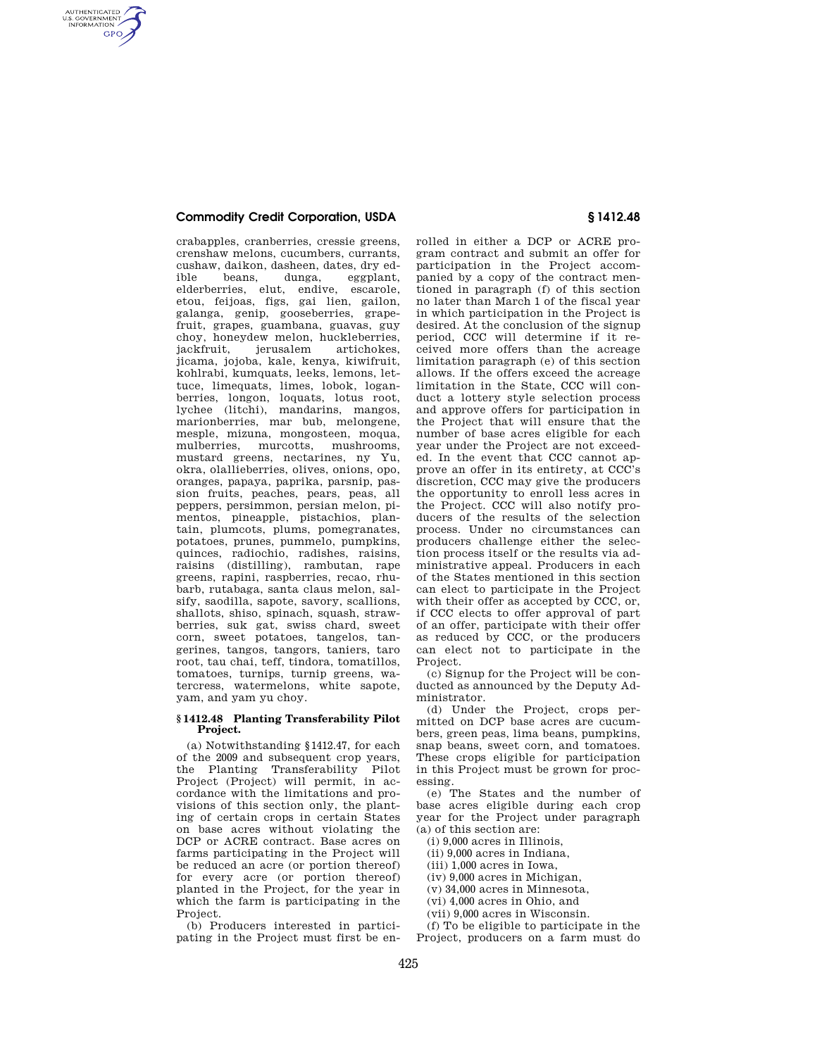crabapples, cranberries, cressie greens, crenshaw melons, cucumbers, currants, cushaw, daikon, dasheen, dates, dry edible beans, dunga, eggplant, elderberries, elut, endive, escarole, etou, feijoas, figs, gai lien, gailon, galanga, genip, gooseberries, grapefruit, grapes, guambana, guavas, guy choy, honeydew melon, huckleberries, jackfruit, jerusalem artichokes, jicama, jojoba, kale, kenya, kiwifruit, kohlrabi, kumquats, leeks, lemons, lettuce, limequats, limes, lobok, loganberries, longon, loquats, lotus root, lychee (litchi), mandarins, mangos, marionberries, mar bub, melongene, mesple, mizuna, mongosteen, moqua, mulberries, murcotts, mushrooms, mustard greens, nectarines, ny Yu, okra, olallieberries, olives, onions, opo, oranges, papaya, paprika, parsnip, passion fruits, peaches, pears, peas, all peppers, persimmon, persian melon, pimentos, pineapple, pistachios, plantain, plumcots, plums, pomegranates, potatoes, prunes, pummelo, pumpkins, quinces, radiochio, radishes, raisins, raisins (distilling), rambutan, rape greens, rapini, raspberries, recao, rhubarb, rutabaga, santa claus melon, salsify, saodilla, sapote, savory, scallions, shallots, shiso, spinach, squash, strawberries, suk gat, swiss chard, sweet corn, sweet potatoes, tangelos, tangerines, tangos, tangors, taniers, taro root, tau chai, teff, tindora, tomatillos, tomatoes, turnips, turnip greens, watercress, watermelons, white sapote, yam, and yam yu choy.

### § 1412.48 Planting Transferability Pilot Project.

(a) Notwithstanding § 1412.47, for each of the 2009 and subsequent crop years, the Planting Transferability Pilot Project (Project) will permit, in accordance with the limitations and provisions of this section only, the planting of certain crops in certain States on base acres without violating the DCP or ACRE contract. Base acres on farms participating in the Project will be reduced an acre (or portion thereof) for every acre (or portion thereof) planted in the Project, for the year in which the farm is participating in the Project.

(b) Producers interested in participating in the Project must first be enrolled in either a DCP or ACRE program contract and submit an offer for participation in the Project accompanied by a copy of the contract mentioned in paragraph (f) of this section no later than March 1 of the fiscal year in which participation in the Project is desired. At the conclusion of the signup period, CCC will determine if it received more offers than the acreage limitation paragraph (e) of this section allows. If the offers exceed the acreage limitation in the State, CCC will conduct a lottery style selection process and approve offers for participation in the Project that will ensure that the number of base acres eligible for each year under the Project are not exceeded. In the event that CCC cannot approve an offer in its entirety, at CCC's discretion, CCC may give the producers the opportunity to enroll less acres in the Project. CCC will also notify producers of the results of the selection process. Under no circumstances can producers challenge either the selection process itself or the results via administrative appeal. Producers in each of the States mentioned in this section can elect to participate in the Project with their offer as accepted by CCC, or, if CCC elects to offer approval of part of an offer, participate with their offer as reduced by CCC, or the producers can elect not to participate in the Project.

(c) Signup for the Project will be conducted as announced by the Deputy Administrator.

(d) Under the Project, crops permitted on DCP base acres are cucumbers, green peas, lima beans, pumpkins, snap beans, sweet corn, and tomatoes. These crops eligible for participation in this Project must be grown for processing.

(e) The States and the number of base acres eligible during each crop year for the Project under paragraph (a) of this section are:

(i) 9,000 acres in Illinois,

(ii) 9,000 acres in Indiana,

(iii) 1,000 acres in Iowa,

(iv) 9,000 acres in Michigan,

(v) 34,000 acres in Minnesota,

(vi) 4,000 acres in Ohio, and

(vii) 9,000 acres in Wisconsin.

(f) To be eligible to participate in the Project, producers on a farm must do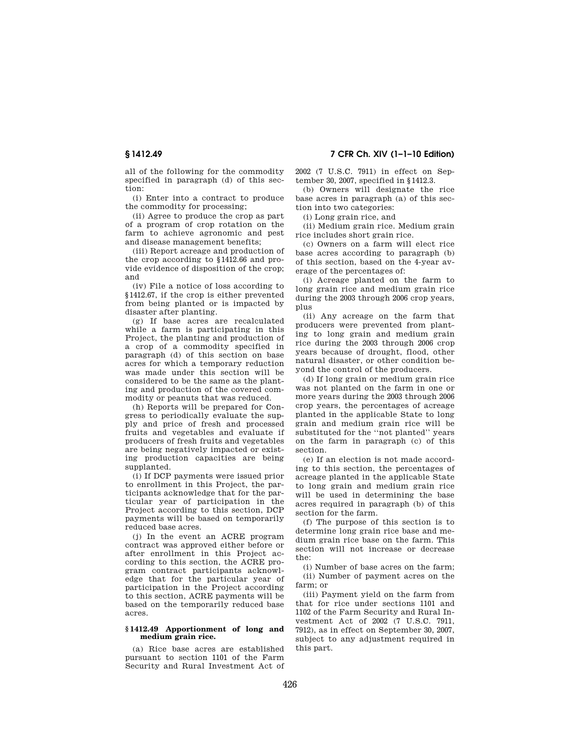all of the following for the commodity specified in paragraph (d) of this section:

(i) Enter into a contract to produce the commodity for processing;

(ii) Agree to produce the crop as part of a program of crop rotation on the farm to achieve agronomic and pest and disease management benefits;

(iii) Report acreage and production of the crop according to §1412.66 and provide evidence of disposition of the crop; and

(iv) File a notice of loss according to §1412.67, if the crop is either prevented from being planted or is impacted by disaster after planting.

(g) If base acres are recalculated while a farm is participating in this Project, the planting and production of a crop of a commodity specified in paragraph (d) of this section on base acres for which a temporary reduction was made under this section will be considered to be the same as the planting and production of the covered commodity or peanuts that was reduced.

(h) Reports will be prepared for Congress to periodically evaluate the supply and price of fresh and processed fruits and vegetables and evaluate if producers of fresh fruits and vegetables are being negatively impacted or existing production capacities are being supplanted.

(i) If DCP payments were issued prior to enrollment in this Project, the participants acknowledge that for the particular year of participation in the Project according to this section, DCP payments will be based on temporarily reduced base acres.

(j) In the event an ACRE program contract was approved either before or after enrollment in this Project according to this section, the ACRE program contract participants acknowledge that for the particular year of participation in the Project according to this section, ACRE payments will be based on the temporarily reduced base acres.

### §1412.49 Apportionment of long and medium grain rice.

(a) Rice base acres are established pursuant to section 1101 of the Farm Security and Rural Investment Act of 2002 (7 U.S.C. 7911) in effect on September 30, 2007, specified in §1412.3.

(b) Owners will designate the rice base acres in paragraph (a) of this section into two categories:

(i) Long grain rice, and

(ii) Medium grain rice. Medium grain rice includes short grain rice.

(c) Owners on a farm will elect rice base acres according to paragraph (b) of this section, based on the 4-year average of the percentages of:

(i) Acreage planted on the farm to long grain rice and medium grain rice during the 2003 through 2006 crop years, plus

(ii) Any acreage on the farm that producers were prevented from planting to long grain and medium grain rice during the 2003 through 2006 crop years because of drought, flood, other natural disaster, or other condition beyond the control of the producers.

(d) If long grain or medium grain rice was not planted on the farm in one or more years during the 2003 through 2006 crop years, the percentages of acreage planted in the applicable State to long grain and medium grain rice will be substituted for the "not planted" years on the farm in paragraph (c) of this section.

(e) If an election is not made according to this section, the percentages of acreage planted in the applicable State to long grain and medium grain rice will be used in determining the base acres required in paragraph (b) of this section for the farm.

(f) The purpose of this section is to determine long grain rice base and medium grain rice base on the farm. This section will not increase or decrease the:

(i) Number of base acres on the farm;

(ii) Number of payment acres on the farm; or

(iii) Payment yield on the farm from that for rice under sections 1101 and 1102 of the Farm Security and Rural Investment Act of 2002 (7 U.S.C. 7911, 7912), as in effect on September 30, 2007, subject to any adjustment required in this part.